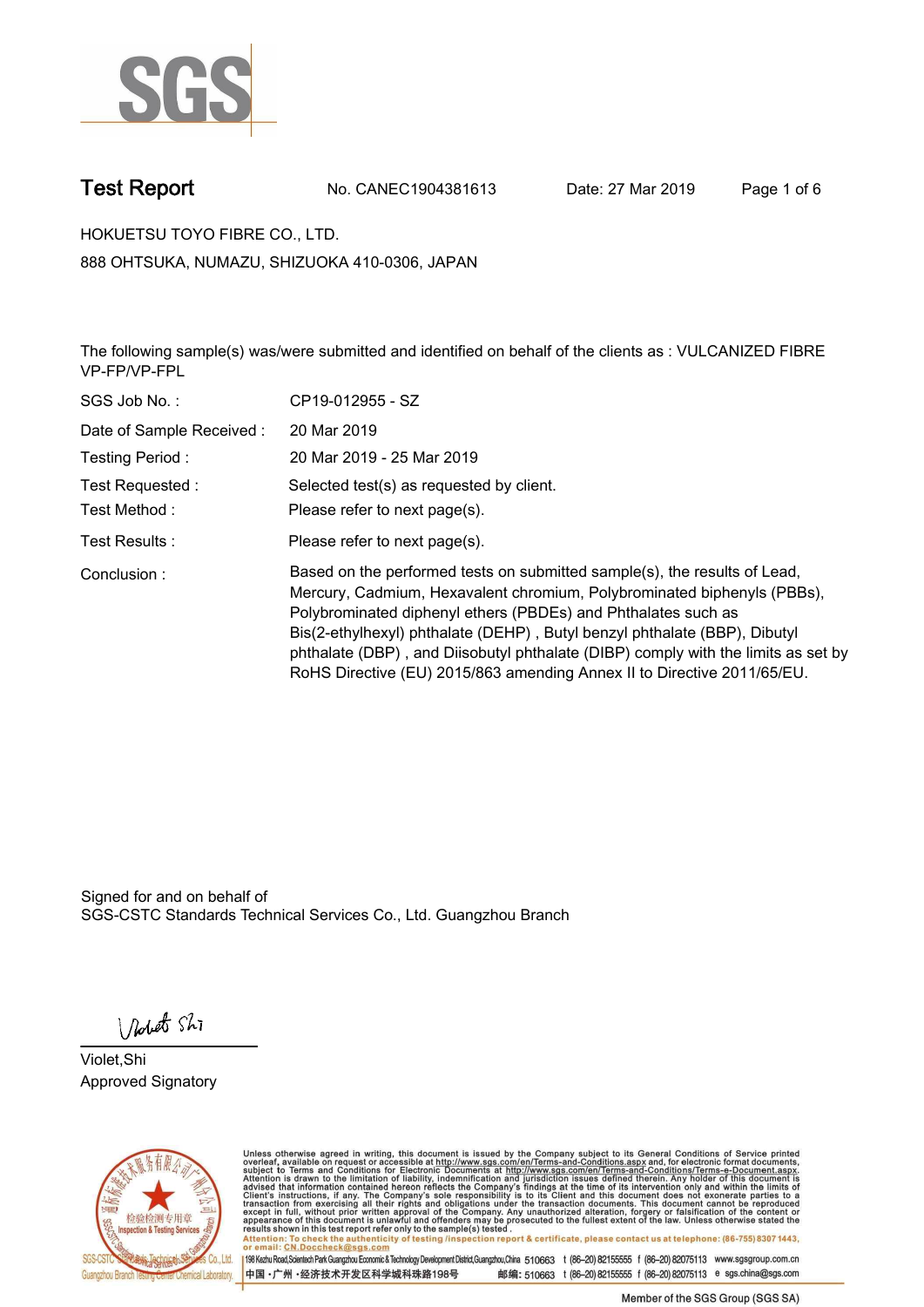# Test Report

No. CANEC1904381613　　Date: 27 Mar 2019

HOKUETSU TOYO FIBRE CO., LTD.

888 OHTSUKA, NUMAZU, SHIZUOKA 410-0306, JAPAN

The following sample(s) was/were submitted and identified on behalf of the clients as : VULCANIZED FIBRE VP-FP/VP-FPL

| | |
|---|---|
| SGS Job No. : | CP19-012955 - SZ |
| Date of Sample Received : | 20 Mar 2019 |
| Testing Period : | 20 Mar 2019 - 25 Mar 2019 |
| Test Requested : | Selected test(s) as requested by client. |
| Test Method : | Please refer to next page(s). |
| Test Results : | Please refer to next page(s). |
| Conclusion : | Based on the performed tests on submitted sample(s), the results of Lead, Mercury, Cadmium, Hexavalent chromium, Polybrominated biphenyls (PBBs), Polybrominated diphenyl ethers (PBDEs) and Phthalates such as Bis(2-ethylhexyl) phthalate (DEHP) , Butyl benzyl phthalate (BBP), Dibutyl phthalate (DBP) , and Diisobutyl phthalate (DIBP) comply with the limits as set by RoHS Directive (EU) 2015/863 amending Annex II to Directive 2011/65/EU. |

Signed for and on behalf of
SGS-CSTC Standards Technical Services Co., Ltd. Guangzhou Branch

Violet,Shi
Approved Signatory

Unless otherwise agreed in writing, this document is issued by the Company subject to its General Conditions of Service printed overleaf, available on request or accessible at http://www.sgs.com/en/Terms-and-Conditions.aspx and, for electronic format documents, subject to Terms and Conditions for Electronic Documents at http://www.sgs.com/en/Terms-and-Conditions/Terms-e-Document.aspx. Attention is drawn to the limitation of liability, indemnification and jurisdiction issues defined therein. Any holder of this document is advised that information contained hereon reflects the Company's findings at the time of its intervention only and within the limits of Client's instructions, if any. The Company's sole responsibility is to its Client and this document does not exonerate parties to a transaction from exercising all their rights and obligations under the transaction documents. This document cannot be reproduced except in full, without prior written approval of the Company. Any unauthorized alteration, forgery or falsification of the content or appearance of this document is unlawful and offenders may be prosecuted to the fullest extent of the law. Unless otherwise stated the results shown in this test report refer only to the sample(s) tested.

Attention: To check the authenticity of testing /inspection report & certificate, please contact us at telephone: (86-755) 8307 1443, or email: CN.Doccheck@sgs.com

198 Kezhu Road,Scientech Park Guangzhou Economic & Technology Development District,Guangzhou,China 510663 t (86-20) 82155555 f (86-20) 82075113 www.sgsgroup.com.cn

中国・广州・经济技术开发区科学城科珠路198号　邮编: 510663 t (86-20) 82155555 f (86-20) 82075113 e sgs.china@sgs.com

Member of the SGS Group (SGS SA)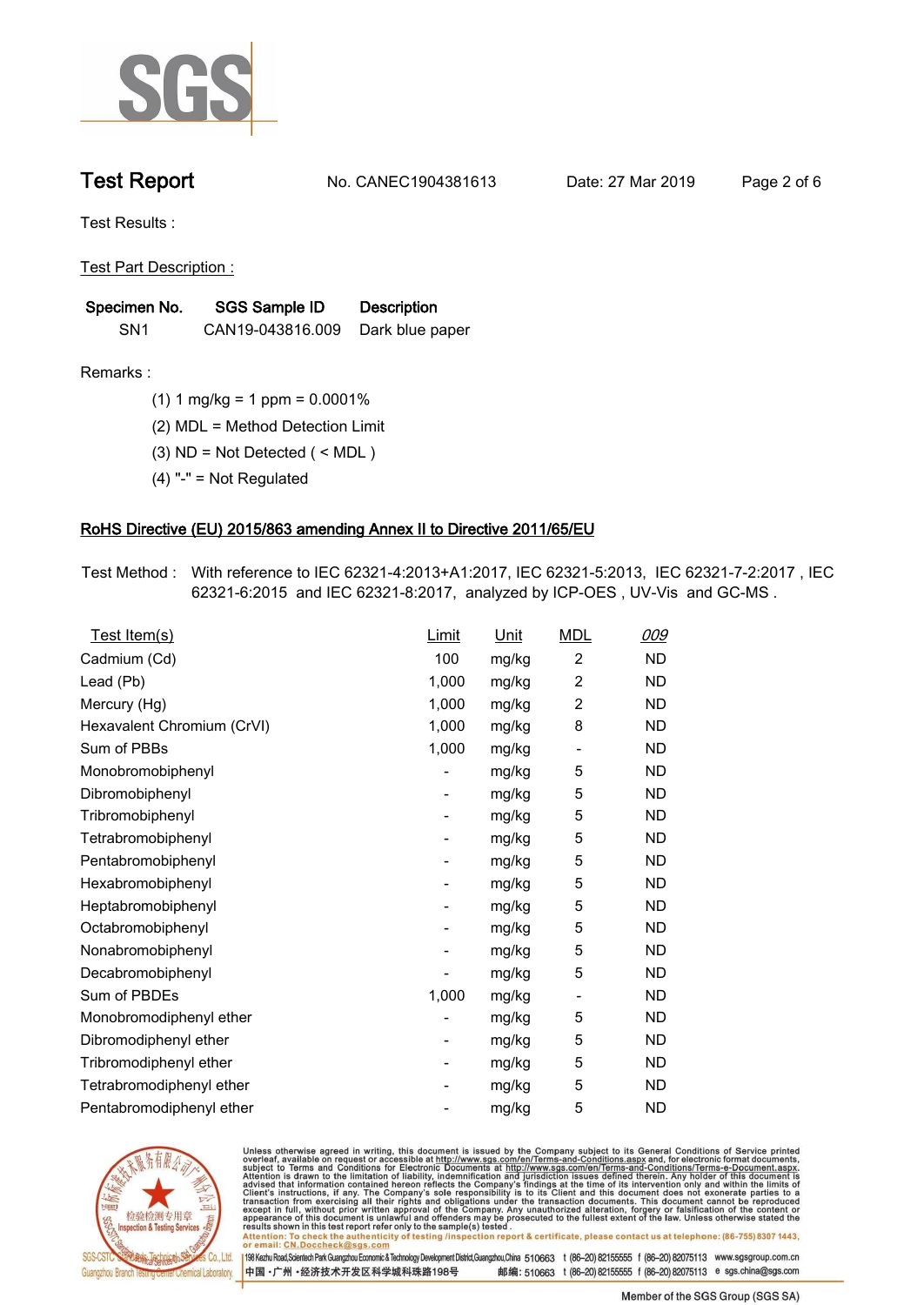# Test Report

No. CANEC1904381613 Date: 27 Mar 2019

Test Results :

Test Part Description :

| Specimen No. | SGS Sample ID | Description |
|---|---|---|
| SN1 | CAN19-043816.009 | Dark blue paper |

Remarks :

(1) 1 mg/kg = 1 ppm = 0.0001%

(2) MDL = Method Detection Limit

(3) ND = Not Detected ( < MDL )

(4) "-" = Not Regulated

## RoHS Directive (EU) 2015/863 amending Annex II to Directive 2011/65/EU

Test Method : With reference to IEC 62321-4:2013+A1:2017, IEC 62321-5:2013, IEC 62321-7-2:2017 , IEC 62321-6:2015 and IEC 62321-8:2017, analyzed by ICP-OES , UV-Vis and GC-MS .

| Test Item(s) | Limit | Unit | MDL | 009 |
|---|---|---|---|---|
| Cadmium (Cd) | 100 | mg/kg | 2 | ND |
| Lead (Pb) | 1,000 | mg/kg | 2 | ND |
| Mercury (Hg) | 1,000 | mg/kg | 2 | ND |
| Hexavalent Chromium (CrVI) | 1,000 | mg/kg | 8 | ND |
| Sum of PBBs | 1,000 | mg/kg | - | ND |
| Monobromobiphenyl | - | mg/kg | 5 | ND |
| Dibromobiphenyl | - | mg/kg | 5 | ND |
| Tribromobiphenyl | - | mg/kg | 5 | ND |
| Tetrabromobiphenyl | - | mg/kg | 5 | ND |
| Pentabromobiphenyl | - | mg/kg | 5 | ND |
| Hexabromobiphenyl | - | mg/kg | 5 | ND |
| Heptabromobiphenyl | - | mg/kg | 5 | ND |
| Octabromobiphenyl | - | mg/kg | 5 | ND |
| Nonabromobiphenyl | - | mg/kg | 5 | ND |
| Decabromobiphenyl | - | mg/kg | 5 | ND |
| Sum of PBDEs | 1,000 | mg/kg | - | ND |
| Monobromodiphenyl ether | - | mg/kg | 5 | ND |
| Dibromodiphenyl ether | - | mg/kg | 5 | ND |
| Tribromodiphenyl ether | - | mg/kg | 5 | ND |
| Tetrabromodiphenyl ether | - | mg/kg | 5 | ND |
| Pentabromodiphenyl ether | - | mg/kg | 5 | ND |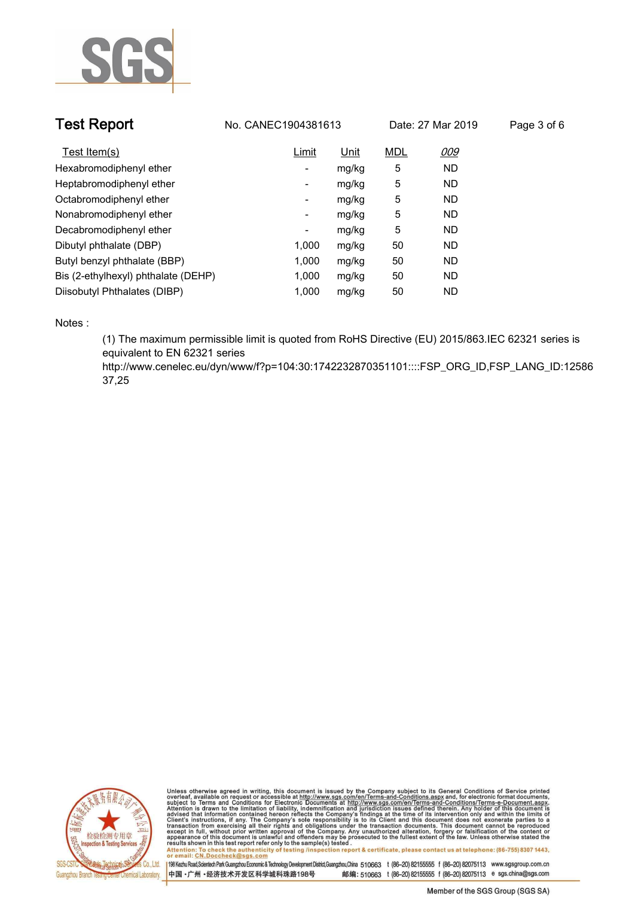| Test Item(s) | Limit | Unit | MDL | *009* |
|---|---|---|---|---|
| Hexabromodiphenyl ether | - | mg/kg | 5 | ND |
| Heptabromodiphenyl ether | - | mg/kg | 5 | ND |
| Octabromodiphenyl ether | - | mg/kg | 5 | ND |
| Nonabromodiphenyl ether | - | mg/kg | 5 | ND |
| Decabromodiphenyl ether | - | mg/kg | 5 | ND |
| Dibutyl phthalate (DBP) | 1,000 | mg/kg | 50 | ND |
| Butyl benzyl phthalate (BBP) | 1,000 | mg/kg | 50 | ND |
| Bis (2-ethylhexyl) phthalate (DEHP) | 1,000 | mg/kg | 50 | ND |
| Diisobutyl Phthalates (DIBP) | 1,000 | mg/kg | 50 | ND |

Notes :

(1) The maximum permissible limit is quoted from RoHS Directive (EU) 2015/863.IEC 62321 series is equivalent to EN 62321 series
http://www.cenelec.eu/dyn/www/f?p=104:30:1742232870351101::::FSP_ORG_ID,FSP_LANG_ID:1258637,25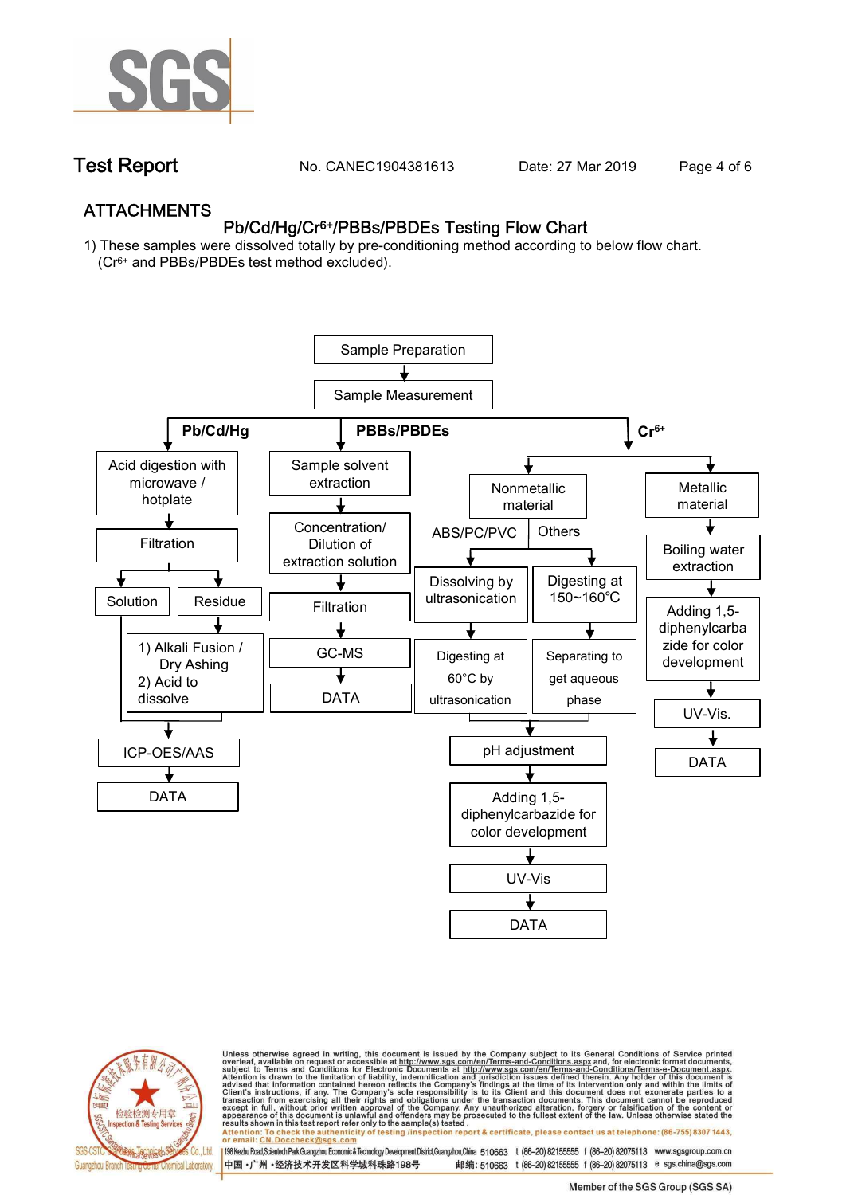# ATTACHMENTS

## Pb/Cd/Hg/$Cr^{6+}$/PBBs/PBDEs Testing Flow Chart

1) These samples were dissolved totally by pre-conditioning method according to below flow chart. ($Cr^{6+}$ and PBBs/PBDEs test method excluded).

Sample Preparation → Sample Measurement

**Pb/Cd/Hg**
- Acid digestion with microwave / hotplate
- Filtration
  - Solution
  - Residue → 1) Alkali Fusion / Dry Ashing 2) Acid to dissolve
- ICP-OES/AAS
- DATA

**PBBs/PBDEs**
- Sample solvent extraction
- Concentration/ Dilution of extraction solution
- Filtration
- GC-MS
- DATA

**$Cr^{6+}$**
- Nonmetallic material
  - ABS/PC/PVC → Dissolving by ultrasonication → Digesting at 60°C by ultrasonication
  - Others → Digesting at 150~160℃ → Separating to get aqueous phase
  - pH adjustment
  - Adding 1,5-diphenylcarbazide for color development
  - UV-Vis
  - DATA
- Metallic material
  - Boiling water extraction
  - Adding 1,5-diphenylcarbazide for color development
  - UV-Vis.
  - DATA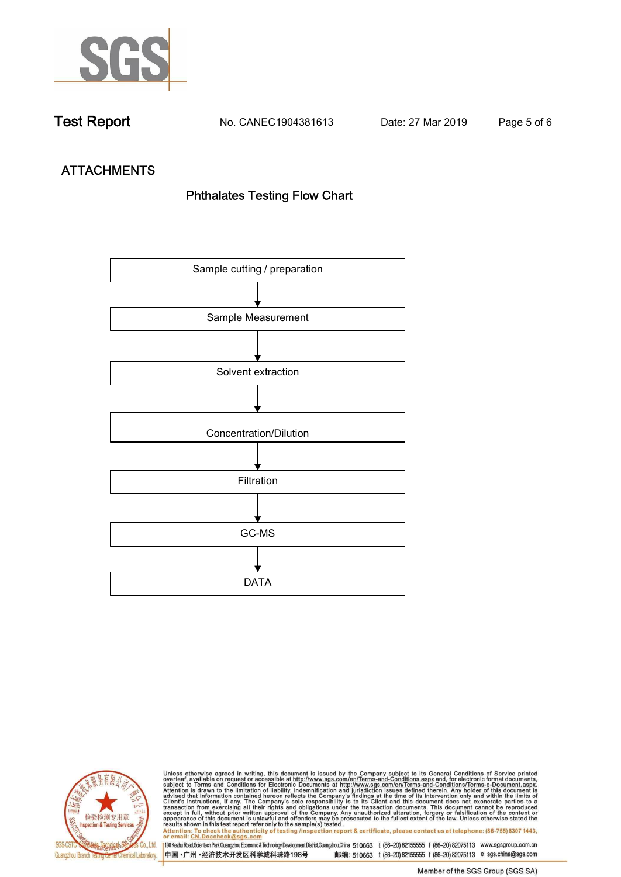## ATTACHMENTS

### Phthalates Testing Flow Chart

Sample cutting / preparation

↓

Sample Measurement

↓

Solvent extraction

↓

Concentration/Dilution

↓

Filtration

↓

GC-MS

↓

DATA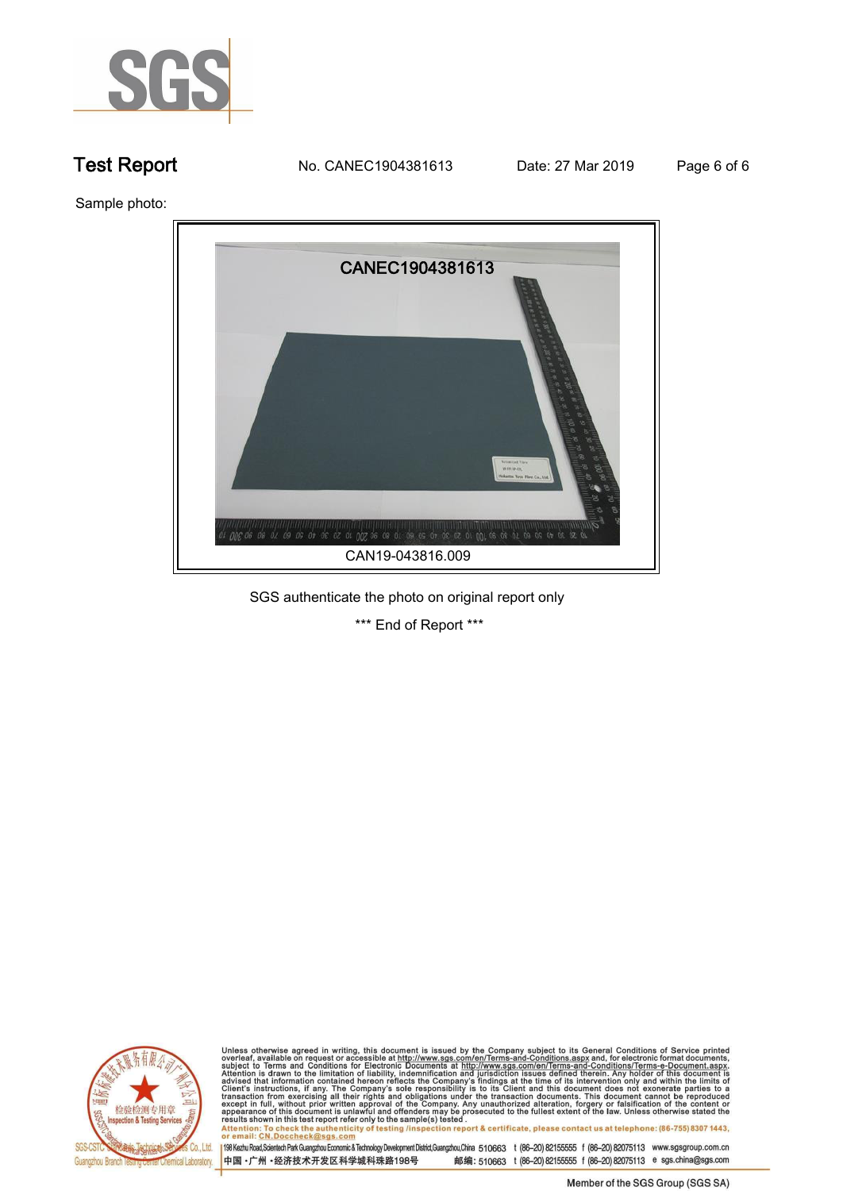# Test Report

No. CANEC1904381613 Date: 27 Mar 2019

Sample photo:

CANEC1904381613

CAN19-043816.009

SGS authenticate the photo on original report only

\*\*\* End of Report \*\*\*

Unless otherwise agreed in writing, this document is issued by the Company subject to its General Conditions of Service printed overleaf, available on request or accessible at http://www.sgs.com/en/Terms-and-Conditions.aspx and, for electronic format documents, subject to Terms and Conditions for Electronic Documents at http://www.sgs.com/en/Terms-and-Conditions/Terms-e-Document.aspx. Attention is drawn to the limitation of liability, indemnification and jurisdiction issues defined therein. Any holder of this document is advised that information contained hereon reflects the Company's findings at the time of its intervention only and within the limits of Client's instructions, if any. The Company's sole responsibility is to its Client and this document does not exonerate parties to a transaction from exercising all their rights and obligations under the transaction documents. This document cannot be reproduced except in full, without prior written approval of the Company. Any unauthorized alteration, forgery or falsification of the content or appearance of this document is unlawful and offenders may be prosecuted to the fullest extent of the law. Unless otherwise stated the results shown in this test report refer only to the sample(s) tested .

Attention: To check the authenticity of testing /inspection report & certificate, please contact us at telephone: (86-755) 8307 1443, or email: CN.Doccheck@sgs.com

SGS-CSTC Standards Technical Services Co., Ltd. Guangzhou Branch Testing Center Chemical Laboratory.

198 Kezhu Road,Scientech Park Guangzhou Economic & Technology Development District,Guangzhou,China 510663 t (86-20) 82155555 f (86-20) 82075113 www.sgsgroup.com.cn

中国 •广州 •经济技术开发区科学城科珠路198号 邮编: 510663 t (86-20) 82155555 f (86-20) 82075113 e sgs.china@sgs.com

Member of the SGS Group (SGS SA)